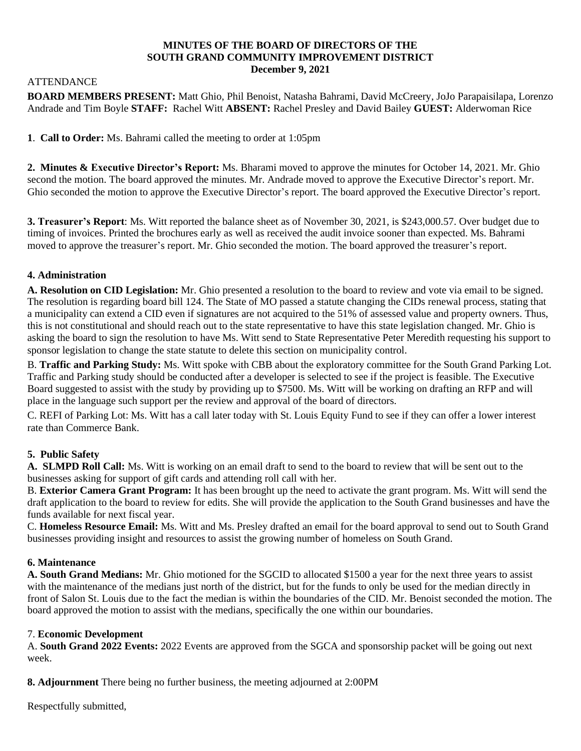**MINUTES OF THE BOARD OF DIRECTORS OF THE**
**SOUTH GRAND COMMUNITY IMPROVEMENT DISTRICT**
**December 9, 2021**

ATTENDANCE

**BOARD MEMBERS PRESENT:** Matt Ghio, Phil Benoist, Natasha Bahrami, David McCreery, JoJo Parapaisilapa, Lorenzo Andrade and Tim Boyle **STAFF:** Rachel Witt **ABSENT:** Rachel Presley and David Bailey **GUEST:** Alderwoman Rice

**1**. **Call to Order:** Ms. Bahrami called the meeting to order at 1:05pm

**2. Minutes & Executive Director's Report:** Ms. Bharami moved to approve the minutes for October 14, 2021. Mr. Ghio second the motion. The board approved the minutes. Mr. Andrade moved to approve the Executive Director's report. Mr. Ghio seconded the motion to approve the Executive Director's report. The board approved the Executive Director's report.

**3. Treasurer's Report**: Ms. Witt reported the balance sheet as of November 30, 2021, is $243,000.57. Over budget due to timing of invoices. Printed the brochures early as well as received the audit invoice sooner than expected. Ms. Bahrami moved to approve the treasurer's report. Mr. Ghio seconded the motion. The board approved the treasurer's report.

**4. Administration**

**A. Resolution on CID Legislation:** Mr. Ghio presented a resolution to the board to review and vote via email to be signed. The resolution is regarding board bill 124. The State of MO passed a statute changing the CIDs renewal process, stating that a municipality can extend a CID even if signatures are not acquired to the 51% of assessed value and property owners. Thus, this is not constitutional and should reach out to the state representative to have this state legislation changed. Mr. Ghio is asking the board to sign the resolution to have Ms. Witt send to State Representative Peter Meredith requesting his support to sponsor legislation to change the state statute to delete this section on municipality control.

B. **Traffic and Parking Study:** Ms. Witt spoke with CBB about the exploratory committee for the South Grand Parking Lot. Traffic and Parking study should be conducted after a developer is selected to see if the project is feasible. The Executive Board suggested to assist with the study by providing up to $7500. Ms. Witt will be working on drafting an RFP and will place in the language such support per the review and approval of the board of directors.

C. REFI of Parking Lot: Ms. Witt has a call later today with St. Louis Equity Fund to see if they can offer a lower interest rate than Commerce Bank.

**5. Public Safety**

**A. SLMPD Roll Call:** Ms. Witt is working on an email draft to send to the board to review that will be sent out to the businesses asking for support of gift cards and attending roll call with her.

B. **Exterior Camera Grant Program:** It has been brought up the need to activate the grant program. Ms. Witt will send the draft application to the board to review for edits. She will provide the application to the South Grand businesses and have the funds available for next fiscal year.

C. **Homeless Resource Email:** Ms. Witt and Ms. Presley drafted an email for the board approval to send out to South Grand businesses providing insight and resources to assist the growing number of homeless on South Grand.

**6. Maintenance**

**A. South Grand Medians:** Mr. Ghio motioned for the SGCID to allocated $1500 a year for the next three years to assist with the maintenance of the medians just north of the district, but for the funds to only be used for the median directly in front of Salon St. Louis due to the fact the median is within the boundaries of the CID. Mr. Benoist seconded the motion. The board approved the motion to assist with the medians, specifically the one within our boundaries.

7. **Economic Development**

A. **South Grand 2022 Events:** 2022 Events are approved from the SGCA and sponsorship packet will be going out next week.

**8. Adjournment** There being no further business, the meeting adjourned at 2:00PM

Respectfully submitted,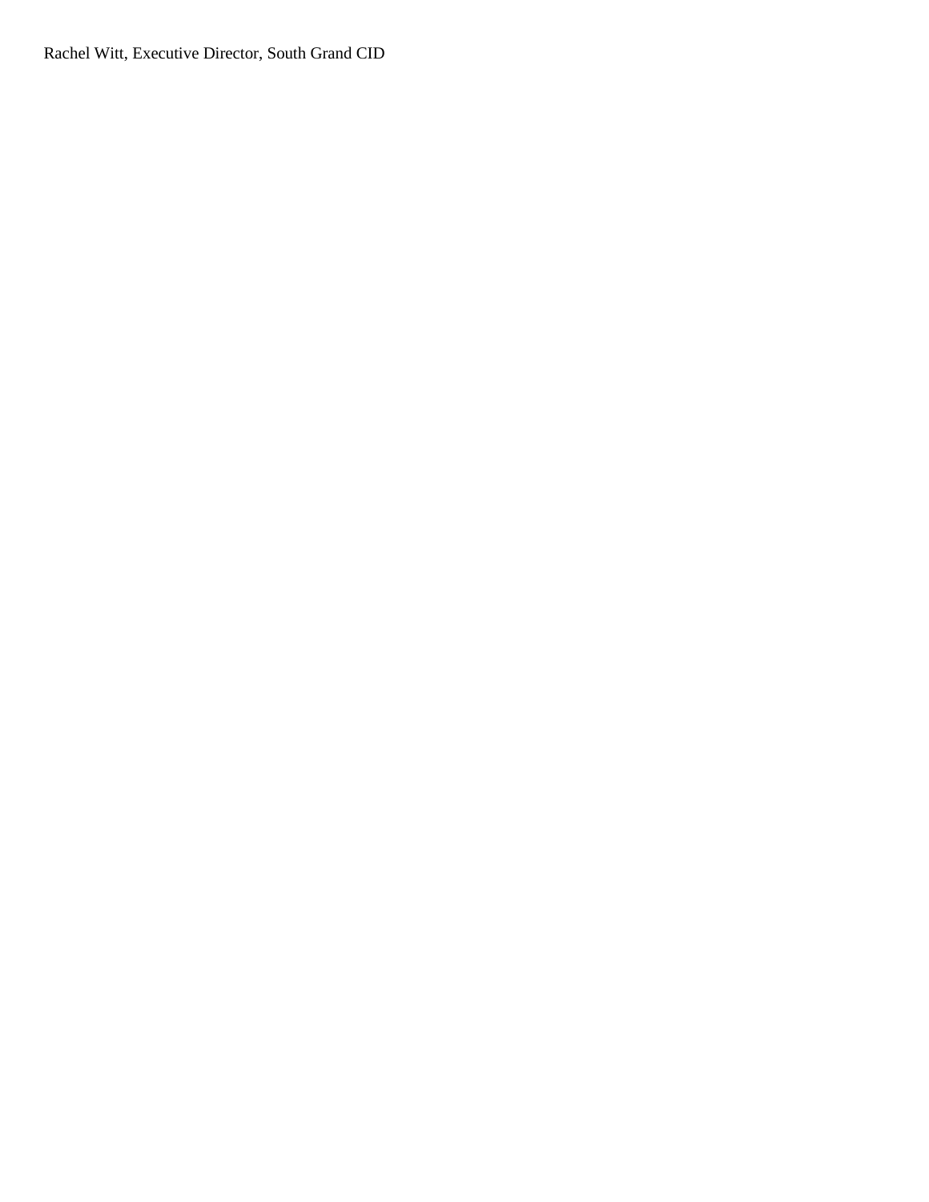Rachel Witt, Executive Director, South Grand CID